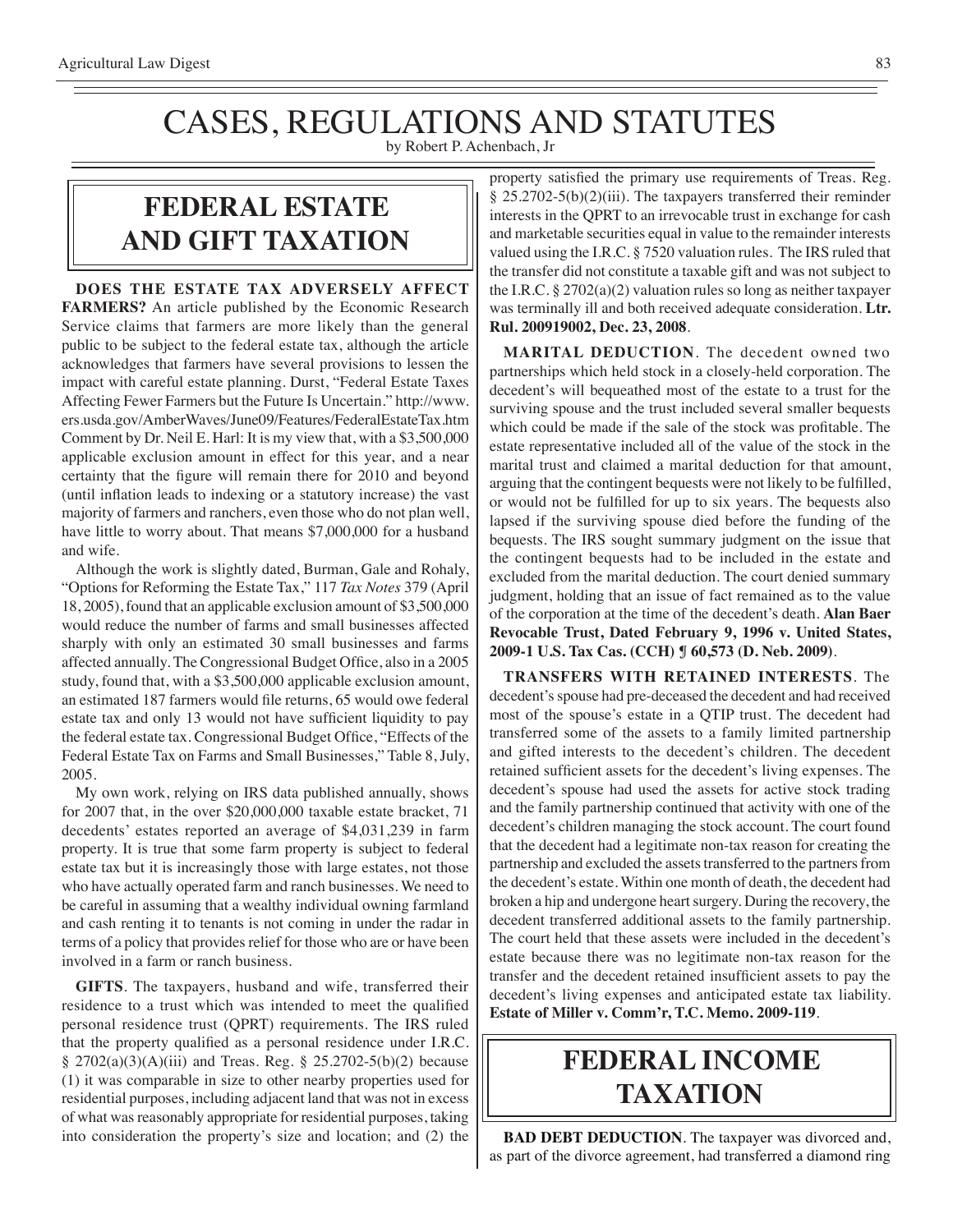# CASES, REGULATIONS AND STATUTES

by Robert P. Achenbach, Jr

## FEDERAL ESTATE AND GIFT TAXATION

**DOES THE ESTATE TAX ADVERSELY AFFECT FARMERS?** An article published by the Economic Research Service claims that farmers are more likely than the general public to be subject to the federal estate tax, although the article acknowledges that farmers have several provisions to lessen the impact with careful estate planning. Durst, "Federal Estate Taxes Affecting Fewer Farmers but the Future Is Uncertain." http://www.ers.usda.gov/AmberWaves/June09/Features/FederalEstateTax.htm Comment by Dr. Neil E. Harl: It is my view that, with a $3,500,000 applicable exclusion amount in effect for this year, and a near certainty that the figure will remain there for 2010 and beyond (until inflation leads to indexing or a statutory increase) the vast majority of farmers and ranchers, even those who do not plan well, have little to worry about. That means $7,000,000 for a husband and wife.

Although the work is slightly dated, Burman, Gale and Rohaly, "Options for Reforming the Estate Tax," 117 *Tax Notes* 379 (April 18, 2005), found that an applicable exclusion amount of $3,500,000 would reduce the number of farms and small businesses affected sharply with only an estimated 30 small businesses and farms affected annually. The Congressional Budget Office, also in a 2005 study, found that, with a $3,500,000 applicable exclusion amount, an estimated 187 farmers would file returns, 65 would owe federal estate tax and only 13 would not have sufficient liquidity to pay the federal estate tax. Congressional Budget Office, "Effects of the Federal Estate Tax on Farms and Small Businesses," Table 8, July, 2005.

My own work, relying on IRS data published annually, shows for 2007 that, in the over $20,000,000 taxable estate bracket, 71 decedents' estates reported an average of $4,031,239 in farm property. It is true that some farm property is subject to federal estate tax but it is increasingly those with large estates, not those who have actually operated farm and ranch businesses. We need to be careful in assuming that a wealthy individual owning farmland and cash renting it to tenants is not coming in under the radar in terms of a policy that provides relief for those who are or have been involved in a farm or ranch business.

**GIFTS**. The taxpayers, husband and wife, transferred their residence to a trust which was intended to meet the qualified personal residence trust (QPRT) requirements. The IRS ruled that the property qualified as a personal residence under I.R.C. § 2702(a)(3)(A)(iii) and Treas. Reg. § 25.2702-5(b)(2) because (1) it was comparable in size to other nearby properties used for residential purposes, including adjacent land that was not in excess of what was reasonably appropriate for residential purposes, taking into consideration the property's size and location; and (2) the property satisfied the primary use requirements of Treas. Reg. § 25.2702-5(b)(2)(iii). The taxpayers transferred their reminder interests in the QPRT to an irrevocable trust in exchange for cash and marketable securities equal in value to the remainder interests valued using the I.R.C. § 7520 valuation rules. The IRS ruled that the transfer did not constitute a taxable gift and was not subject to the I.R.C. § 2702(a)(2) valuation rules so long as neither taxpayer was terminally ill and both received adequate consideration. **Ltr. Rul. 200919002, Dec. 23, 2008**.

**MARITAL DEDUCTION**. The decedent owned two partnerships which held stock in a closely-held corporation. The decedent's will bequeathed most of the estate to a trust for the surviving spouse and the trust included several smaller bequests which could be made if the sale of the stock was profitable. The estate representative included all of the value of the stock in the marital trust and claimed a marital deduction for that amount, arguing that the contingent bequests were not likely to be fulfilled, or would not be fulfilled for up to six years. The bequests also lapsed if the surviving spouse died before the funding of the bequests. The IRS sought summary judgment on the issue that the contingent bequests had to be included in the estate and excluded from the marital deduction. The court denied summary judgment, holding that an issue of fact remained as to the value of the corporation at the time of the decedent's death. **Alan Baer Revocable Trust, Dated February 9, 1996 v. United States, 2009-1 U.S. Tax Cas. (CCH) ¶ 60,573 (D. Neb. 2009)**.

**TRANSFERS WITH RETAINED INTERESTS**. The decedent's spouse had pre-deceased the decedent and had received most of the spouse's estate in a QTIP trust. The decedent had transferred some of the assets to a family limited partnership and gifted interests to the decedent's children. The decedent retained sufficient assets for the decedent's living expenses. The decedent's spouse had used the assets for active stock trading and the family partnership continued that activity with one of the decedent's children managing the stock account. The court found that the decedent had a legitimate non-tax reason for creating the partnership and excluded the assets transferred to the partners from the decedent's estate. Within one month of death, the decedent had broken a hip and undergone heart surgery. During the recovery, the decedent transferred additional assets to the family partnership. The court held that these assets were included in the decedent's estate because there was no legitimate non-tax reason for the transfer and the decedent retained insufficient assets to pay the decedent's living expenses and anticipated estate tax liability. **Estate of Miller v. Comm'r, T.C. Memo. 2009-119**.

## FEDERAL INCOME TAXATION

**BAD DEBT DEDUCTION**. The taxpayer was divorced and, as part of the divorce agreement, had transferred a diamond ring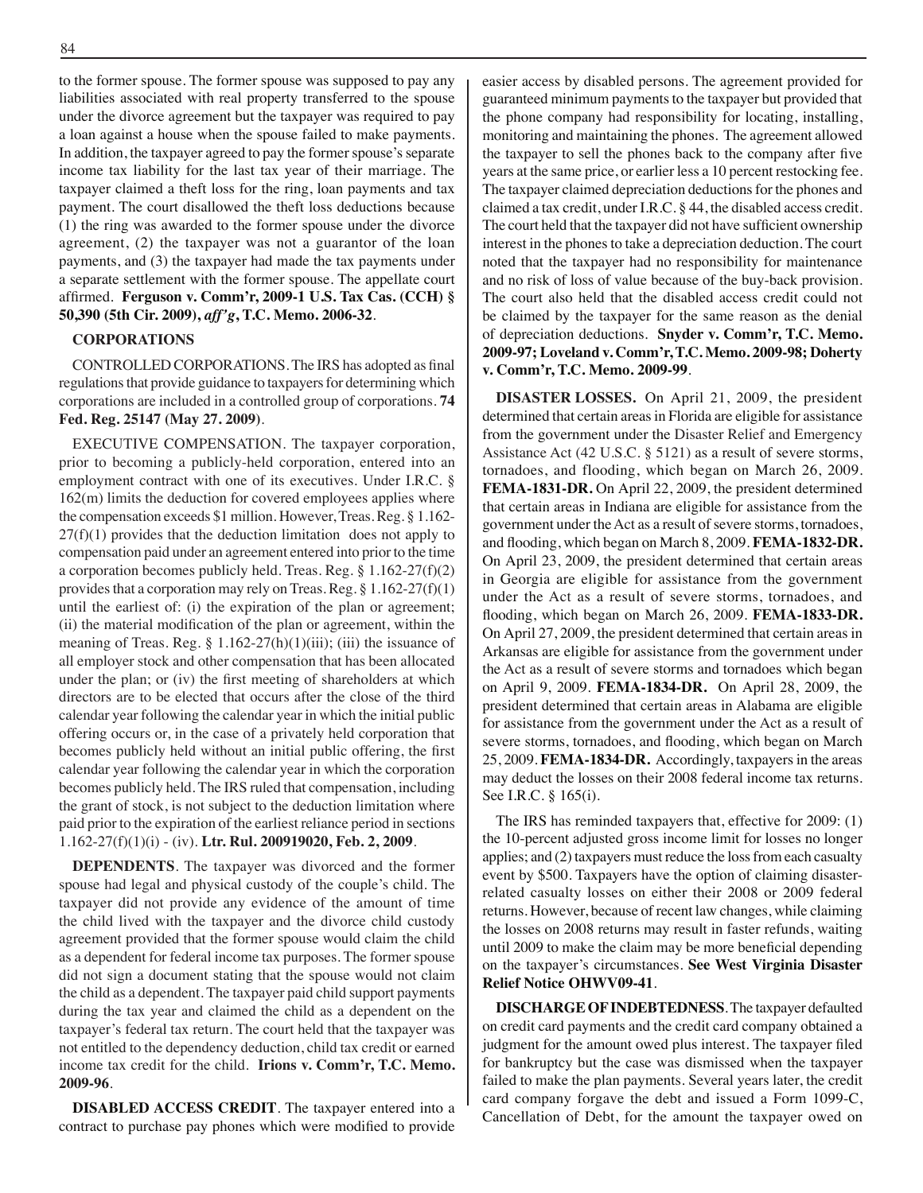to the former spouse. The former spouse was supposed to pay any liabilities associated with real property transferred to the spouse under the divorce agreement but the taxpayer was required to pay a loan against a house when the spouse failed to make payments. In addition, the taxpayer agreed to pay the former spouse's separate income tax liability for the last tax year of their marriage. The taxpayer claimed a theft loss for the ring, loan payments and tax payment. The court disallowed the theft loss deductions because (1) the ring was awarded to the former spouse under the divorce agreement, (2) the taxpayer was not a guarantor of the loan payments, and (3) the taxpayer had made the tax payments under a separate settlement with the former spouse. The appellate court affirmed. **Ferguson v. Comm'r, 2009-1 U.S. Tax Cas. (CCH) § 50,390 (5th Cir. 2009), *aff'g*, T.C. Memo. 2006-32**.

## CORPORATIONS

CONTROLLED CORPORATIONS. The IRS has adopted as final regulations that provide guidance to taxpayers for determining which corporations are included in a controlled group of corporations. **74 Fed. Reg. 25147 (May 27. 2009)**.

EXECUTIVE COMPENSATION. The taxpayer corporation, prior to becoming a publicly-held corporation, entered into an employment contract with one of its executives. Under I.R.C. § 162(m) limits the deduction for covered employees applies where the compensation exceeds $1 million. However, Treas. Reg. § 1.162-27(f)(1) provides that the deduction limitation does not apply to compensation paid under an agreement entered into prior to the time a corporation becomes publicly held. Treas. Reg. § 1.162-27(f)(2) provides that a corporation may rely on Treas. Reg. § 1.162-27(f)(1) until the earliest of: (i) the expiration of the plan or agreement; (ii) the material modification of the plan or agreement, within the meaning of Treas. Reg. § 1.162-27(h)(1)(iii); (iii) the issuance of all employer stock and other compensation that has been allocated under the plan; or (iv) the first meeting of shareholders at which directors are to be elected that occurs after the close of the third calendar year following the calendar year in which the initial public offering occurs or, in the case of a privately held corporation that becomes publicly held without an initial public offering, the first calendar year following the calendar year in which the corporation becomes publicly held. The IRS ruled that compensation, including the grant of stock, is not subject to the deduction limitation where paid prior to the expiration of the earliest reliance period in sections 1.162-27(f)(1)(i) - (iv). **Ltr. Rul. 200919020, Feb. 2, 2009**.

**DEPENDENTS**. The taxpayer was divorced and the former spouse had legal and physical custody of the couple's child. The taxpayer did not provide any evidence of the amount of time the child lived with the taxpayer and the divorce child custody agreement provided that the former spouse would claim the child as a dependent for federal income tax purposes. The former spouse did not sign a document stating that the spouse would not claim the child as a dependent. The taxpayer paid child support payments during the tax year and claimed the child as a dependent on the taxpayer's federal tax return. The court held that the taxpayer was not entitled to the dependency deduction, child tax credit or earned income tax credit for the child. **Irions v. Comm'r, T.C. Memo. 2009-96**.

**DISABLED ACCESS CREDIT**. The taxpayer entered into a contract to purchase pay phones which were modified to provide easier access by disabled persons. The agreement provided for guaranteed minimum payments to the taxpayer but provided that the phone company had responsibility for locating, installing, monitoring and maintaining the phones. The agreement allowed the taxpayer to sell the phones back to the company after five years at the same price, or earlier less a 10 percent restocking fee. The taxpayer claimed depreciation deductions for the phones and claimed a tax credit, under I.R.C. § 44, the disabled access credit. The court held that the taxpayer did not have sufficient ownership interest in the phones to take a depreciation deduction. The court noted that the taxpayer had no responsibility for maintenance and no risk of loss of value because of the buy-back provision. The court also held that the disabled access credit could not be claimed by the taxpayer for the same reason as the denial of depreciation deductions. **Snyder v. Comm'r, T.C. Memo. 2009-97; Loveland v. Comm'r, T.C. Memo. 2009-98; Doherty v. Comm'r, T.C. Memo. 2009-99**.

**DISASTER LOSSES.** On April 21, 2009, the president determined that certain areas in Florida are eligible for assistance from the government under the Disaster Relief and Emergency Assistance Act (42 U.S.C. § 5121) as a result of severe storms, tornadoes, and flooding, which began on March 26, 2009. **FEMA-1831-DR.** On April 22, 2009, the president determined that certain areas in Indiana are eligible for assistance from the government under the Act as a result of severe storms, tornadoes, and flooding, which began on March 8, 2009. **FEMA-1832-DR.** On April 23, 2009, the president determined that certain areas in Georgia are eligible for assistance from the government under the Act as a result of severe storms, tornadoes, and flooding, which began on March 26, 2009. **FEMA-1833-DR.** On April 27, 2009, the president determined that certain areas in Arkansas are eligible for assistance from the government under the Act as a result of severe storms and tornadoes which began on April 9, 2009. **FEMA-1834-DR.** On April 28, 2009, the president determined that certain areas in Alabama are eligible for assistance from the government under the Act as a result of severe storms, tornadoes, and flooding, which began on March 25, 2009. **FEMA-1834-DR.** Accordingly, taxpayers in the areas may deduct the losses on their 2008 federal income tax returns. See I.R.C. § 165(i).

The IRS has reminded taxpayers that, effective for 2009: (1) the 10-percent adjusted gross income limit for losses no longer applies; and (2) taxpayers must reduce the loss from each casualty event by $500. Taxpayers have the option of claiming disaster-related casualty losses on either their 2008 or 2009 federal returns. However, because of recent law changes, while claiming the losses on 2008 returns may result in faster refunds, waiting until 2009 to make the claim may be more beneficial depending on the taxpayer's circumstances. **See West Virginia Disaster Relief Notice OHWV09-41**.

**DISCHARGE OF INDEBTEDNESS**. The taxpayer defaulted on credit card payments and the credit card company obtained a judgment for the amount owed plus interest. The taxpayer filed for bankruptcy but the case was dismissed when the taxpayer failed to make the plan payments. Several years later, the credit card company forgave the debt and issued a Form 1099-C, Cancellation of Debt, for the amount the taxpayer owed on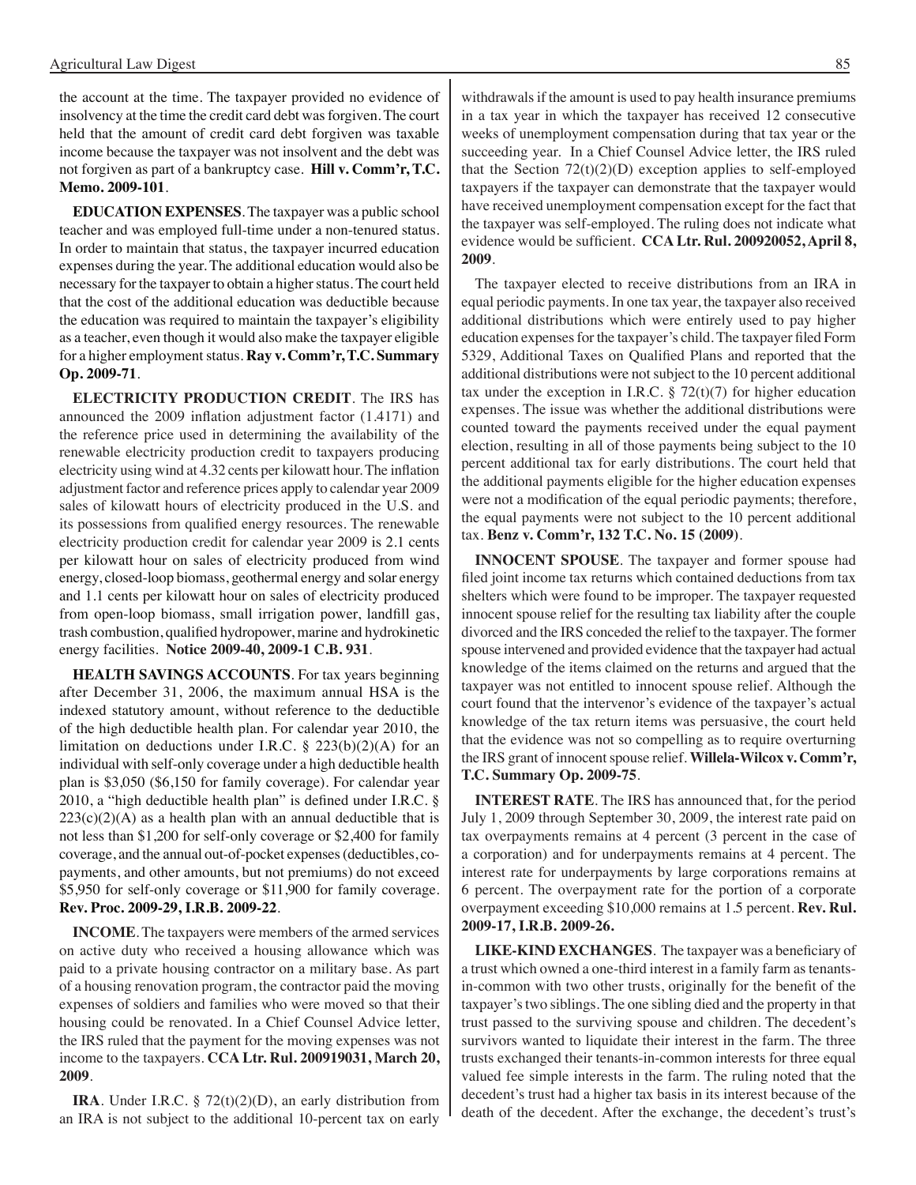the account at the time. The taxpayer provided no evidence of insolvency at the time the credit card debt was forgiven. The court held that the amount of credit card debt forgiven was taxable income because the taxpayer was not insolvent and the debt was not forgiven as part of a bankruptcy case. **Hill v. Comm'r, T.C. Memo. 2009-101**.

**EDUCATION EXPENSES**. The taxpayer was a public school teacher and was employed full-time under a non-tenured status. In order to maintain that status, the taxpayer incurred education expenses during the year. The additional education would also be necessary for the taxpayer to obtain a higher status. The court held that the cost of the additional education was deductible because the education was required to maintain the taxpayer's eligibility as a teacher, even though it would also make the taxpayer eligible for a higher employment status. **Ray v. Comm'r, T.C. Summary Op. 2009-71**.

**ELECTRICITY PRODUCTION CREDIT**. The IRS has announced the 2009 inflation adjustment factor (1.4171) and the reference price used in determining the availability of the renewable electricity production credit to taxpayers producing electricity using wind at 4.32 cents per kilowatt hour. The inflation adjustment factor and reference prices apply to calendar year 2009 sales of kilowatt hours of electricity produced in the U.S. and its possessions from qualified energy resources. The renewable electricity production credit for calendar year 2009 is 2.1 cents per kilowatt hour on sales of electricity produced from wind energy, closed-loop biomass, geothermal energy and solar energy and 1.1 cents per kilowatt hour on sales of electricity produced from open-loop biomass, small irrigation power, landfill gas, trash combustion, qualified hydropower, marine and hydrokinetic energy facilities. **Notice 2009-40, 2009-1 C.B. 931**.

**HEALTH SAVINGS ACCOUNTS**. For tax years beginning after December 31, 2006, the maximum annual HSA is the indexed statutory amount, without reference to the deductible of the high deductible health plan. For calendar year 2010, the limitation on deductions under I.R.C. § 223(b)(2)(A) for an individual with self-only coverage under a high deductible health plan is $3,050 ($6,150 for family coverage). For calendar year 2010, a "high deductible health plan" is defined under I.R.C. § 223(c)(2)(A) as a health plan with an annual deductible that is not less than $1,200 for self-only coverage or $2,400 for family coverage, and the annual out-of-pocket expenses (deductibles, co-payments, and other amounts, but not premiums) do not exceed $5,950 for self-only coverage or $11,900 for family coverage. **Rev. Proc. 2009-29, I.R.B. 2009-22**.

**INCOME**. The taxpayers were members of the armed services on active duty who received a housing allowance which was paid to a private housing contractor on a military base. As part of a housing renovation program, the contractor paid the moving expenses of soldiers and families who were moved so that their housing could be renovated. In a Chief Counsel Advice letter, the IRS ruled that the payment for the moving expenses was not income to the taxpayers. **CCA Ltr. Rul. 200919031, March 20, 2009**.

**IRA**. Under I.R.C. § 72(t)(2)(D), an early distribution from an IRA is not subject to the additional 10-percent tax on early withdrawals if the amount is used to pay health insurance premiums in a tax year in which the taxpayer has received 12 consecutive weeks of unemployment compensation during that tax year or the succeeding year. In a Chief Counsel Advice letter, the IRS ruled that the Section 72(t)(2)(D) exception applies to self-employed taxpayers if the taxpayer can demonstrate that the taxpayer would have received unemployment compensation except for the fact that the taxpayer was self-employed. The ruling does not indicate what evidence would be sufficient. **CCA Ltr. Rul. 200920052, April 8, 2009**.

The taxpayer elected to receive distributions from an IRA in equal periodic payments. In one tax year, the taxpayer also received additional distributions which were entirely used to pay higher education expenses for the taxpayer's child. The taxpayer filed Form 5329, Additional Taxes on Qualified Plans and reported that the additional distributions were not subject to the 10 percent additional tax under the exception in I.R.C. § 72(t)(7) for higher education expenses. The issue was whether the additional distributions were counted toward the payments received under the equal payment election, resulting in all of those payments being subject to the 10 percent additional tax for early distributions. The court held that the additional payments eligible for the higher education expenses were not a modification of the equal periodic payments; therefore, the equal payments were not subject to the 10 percent additional tax. **Benz v. Comm'r, 132 T.C. No. 15 (2009)**.

**INNOCENT SPOUSE**. The taxpayer and former spouse had filed joint income tax returns which contained deductions from tax shelters which were found to be improper. The taxpayer requested innocent spouse relief for the resulting tax liability after the couple divorced and the IRS conceded the relief to the taxpayer. The former spouse intervened and provided evidence that the taxpayer had actual knowledge of the items claimed on the returns and argued that the taxpayer was not entitled to innocent spouse relief. Although the court found that the intervenor's evidence of the taxpayer's actual knowledge of the tax return items was persuasive, the court held that the evidence was not so compelling as to require overturning the IRS grant of innocent spouse relief. **Willela-Wilcox v. Comm'r, T.C. Summary Op. 2009-75**.

**INTEREST RATE**. The IRS has announced that, for the period July 1, 2009 through September 30, 2009, the interest rate paid on tax overpayments remains at 4 percent (3 percent in the case of a corporation) and for underpayments remains at 4 percent. The interest rate for underpayments by large corporations remains at 6 percent. The overpayment rate for the portion of a corporate overpayment exceeding $10,000 remains at 1.5 percent. **Rev. Rul. 2009-17, I.R.B. 2009-26.**

**LIKE-KIND EXCHANGES**. The taxpayer was a beneficiary of a trust which owned a one-third interest in a family farm as tenants-in-common with two other trusts, originally for the benefit of the taxpayer's two siblings. The one sibling died and the property in that trust passed to the surviving spouse and children. The decedent's survivors wanted to liquidate their interest in the farm. The three trusts exchanged their tenants-in-common interests for three equal valued fee simple interests in the farm. The ruling noted that the decedent's trust had a higher tax basis in its interest because of the death of the decedent. After the exchange, the decedent's trust's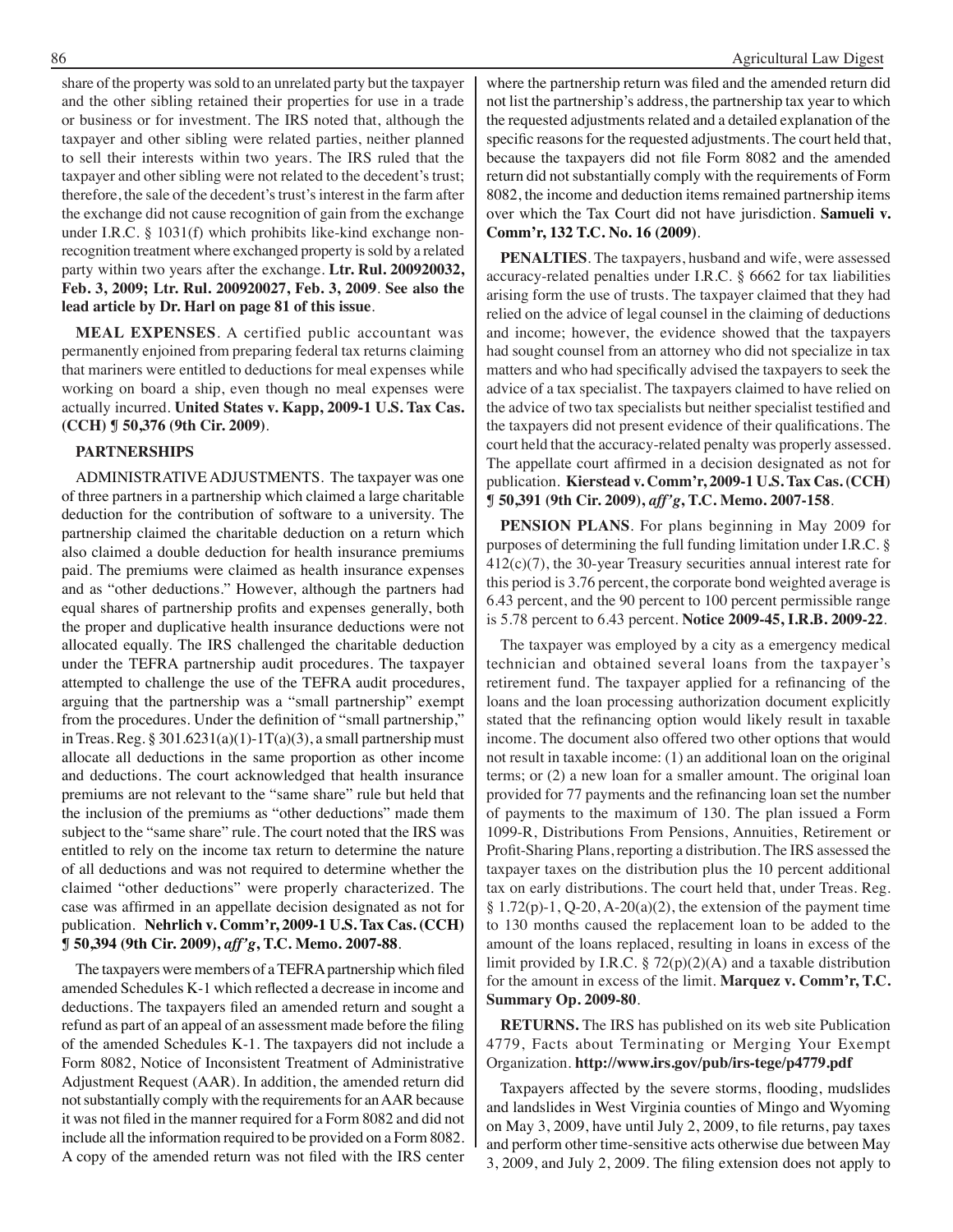share of the property was sold to an unrelated party but the taxpayer and the other sibling retained their properties for use in a trade or business or for investment. The IRS noted that, although the taxpayer and other sibling were related parties, neither planned to sell their interests within two years. The IRS ruled that the taxpayer and other sibling were not related to the decedent's trust; therefore, the sale of the decedent's trust's interest in the farm after the exchange did not cause recognition of gain from the exchange under I.R.C. § 1031(f) which prohibits like-kind exchange non-recognition treatment where exchanged property is sold by a related party within two years after the exchange. **Ltr. Rul. 200920032, Feb. 3, 2009; Ltr. Rul. 200920027, Feb. 3, 2009**. **See also the lead article by Dr. Harl on page 81 of this issue**.

**MEAL EXPENSES**. A certified public accountant was permanently enjoined from preparing federal tax returns claiming that mariners were entitled to deductions for meal expenses while working on board a ship, even though no meal expenses were actually incurred. **United States v. Kapp, 2009-1 U.S. Tax Cas. (CCH) ¶ 50,376 (9th Cir. 2009)**.

**PARTNERSHIPS**

ADMINISTRATIVE ADJUSTMENTS. The taxpayer was one of three partners in a partnership which claimed a large charitable deduction for the contribution of software to a university. The partnership claimed the charitable deduction on a return which also claimed a double deduction for health insurance premiums paid. The premiums were claimed as health insurance expenses and as "other deductions." However, although the partners had equal shares of partnership profits and expenses generally, both the proper and duplicative health insurance deductions were not allocated equally. The IRS challenged the charitable deduction under the TEFRA partnership audit procedures. The taxpayer attempted to challenge the use of the TEFRA audit procedures, arguing that the partnership was a "small partnership" exempt from the procedures. Under the definition of "small partnership," in Treas. Reg. § 301.6231(a)(1)-1T(a)(3), a small partnership must allocate all deductions in the same proportion as other income and deductions. The court acknowledged that health insurance premiums are not relevant to the "same share" rule but held that the inclusion of the premiums as "other deductions" made them subject to the "same share" rule. The court noted that the IRS was entitled to rely on the income tax return to determine the nature of all deductions and was not required to determine whether the claimed "other deductions" were properly characterized. The case was affirmed in an appellate decision designated as not for publication. **Nehrlich v. Comm'r, 2009-1 U.S. Tax Cas. (CCH) ¶ 50,394 (9th Cir. 2009), *aff'g*, T.C. Memo. 2007-88**.

The taxpayers were members of a TEFRA partnership which filed amended Schedules K-1 which reflected a decrease in income and deductions. The taxpayers filed an amended return and sought a refund as part of an appeal of an assessment made before the filing of the amended Schedules K-1. The taxpayers did not include a Form 8082, Notice of Inconsistent Treatment of Administrative Adjustment Request (AAR). In addition, the amended return did not substantially comply with the requirements for an AAR because it was not filed in the manner required for a Form 8082 and did not include all the information required to be provided on a Form 8082. A copy of the amended return was not filed with the IRS center where the partnership return was filed and the amended return did not list the partnership's address, the partnership tax year to which the requested adjustments related and a detailed explanation of the specific reasons for the requested adjustments. The court held that, because the taxpayers did not file Form 8082 and the amended return did not substantially comply with the requirements of Form 8082, the income and deduction items remained partnership items over which the Tax Court did not have jurisdiction. **Samueli v. Comm'r, 132 T.C. No. 16 (2009)**.

**PENALTIES**. The taxpayers, husband and wife, were assessed accuracy-related penalties under I.R.C. § 6662 for tax liabilities arising form the use of trusts. The taxpayer claimed that they had relied on the advice of legal counsel in the claiming of deductions and income; however, the evidence showed that the taxpayers had sought counsel from an attorney who did not specialize in tax matters and who had specifically advised the taxpayers to seek the advice of a tax specialist. The taxpayers claimed to have relied on the advice of two tax specialists but neither specialist testified and the taxpayers did not present evidence of their qualifications. The court held that the accuracy-related penalty was properly assessed. The appellate court affirmed in a decision designated as not for publication. **Kierstead v. Comm'r, 2009-1 U.S. Tax Cas. (CCH) ¶ 50,391 (9th Cir. 2009), *aff'g*, T.C. Memo. 2007-158**.

**PENSION PLANS**. For plans beginning in May 2009 for purposes of determining the full funding limitation under I.R.C. § 412(c)(7), the 30-year Treasury securities annual interest rate for this period is 3.76 percent, the corporate bond weighted average is 6.43 percent, and the 90 percent to 100 percent permissible range is 5.78 percent to 6.43 percent. **Notice 2009-45, I.R.B. 2009-22**.

The taxpayer was employed by a city as a emergency medical technician and obtained several loans from the taxpayer's retirement fund. The taxpayer applied for a refinancing of the loans and the loan processing authorization document explicitly stated that the refinancing option would likely result in taxable income. The document also offered two other options that would not result in taxable income: (1) an additional loan on the original terms; or (2) a new loan for a smaller amount. The original loan provided for 77 payments and the refinancing loan set the number of payments to the maximum of 130. The plan issued a Form 1099-R, Distributions From Pensions, Annuities, Retirement or Profit-Sharing Plans, reporting a distribution. The IRS assessed the taxpayer taxes on the distribution plus the 10 percent additional tax on early distributions. The court held that, under Treas. Reg. § 1.72(p)-1, Q-20, A-20(a)(2), the extension of the payment time to 130 months caused the replacement loan to be added to the amount of the loans replaced, resulting in loans in excess of the limit provided by I.R.C. § 72(p)(2)(A) and a taxable distribution for the amount in excess of the limit. **Marquez v. Comm'r, T.C. Summary Op. 2009-80**.

**RETURNS.** The IRS has published on its web site Publication 4779, Facts about Terminating or Merging Your Exempt Organization. **http://www.irs.gov/pub/irs-tege/p4779.pdf**

Taxpayers affected by the severe storms, flooding, mudslides and landslides in West Virginia counties of Mingo and Wyoming on May 3, 2009, have until July 2, 2009, to file returns, pay taxes and perform other time-sensitive acts otherwise due between May 3, 2009, and July 2, 2009. The filing extension does not apply to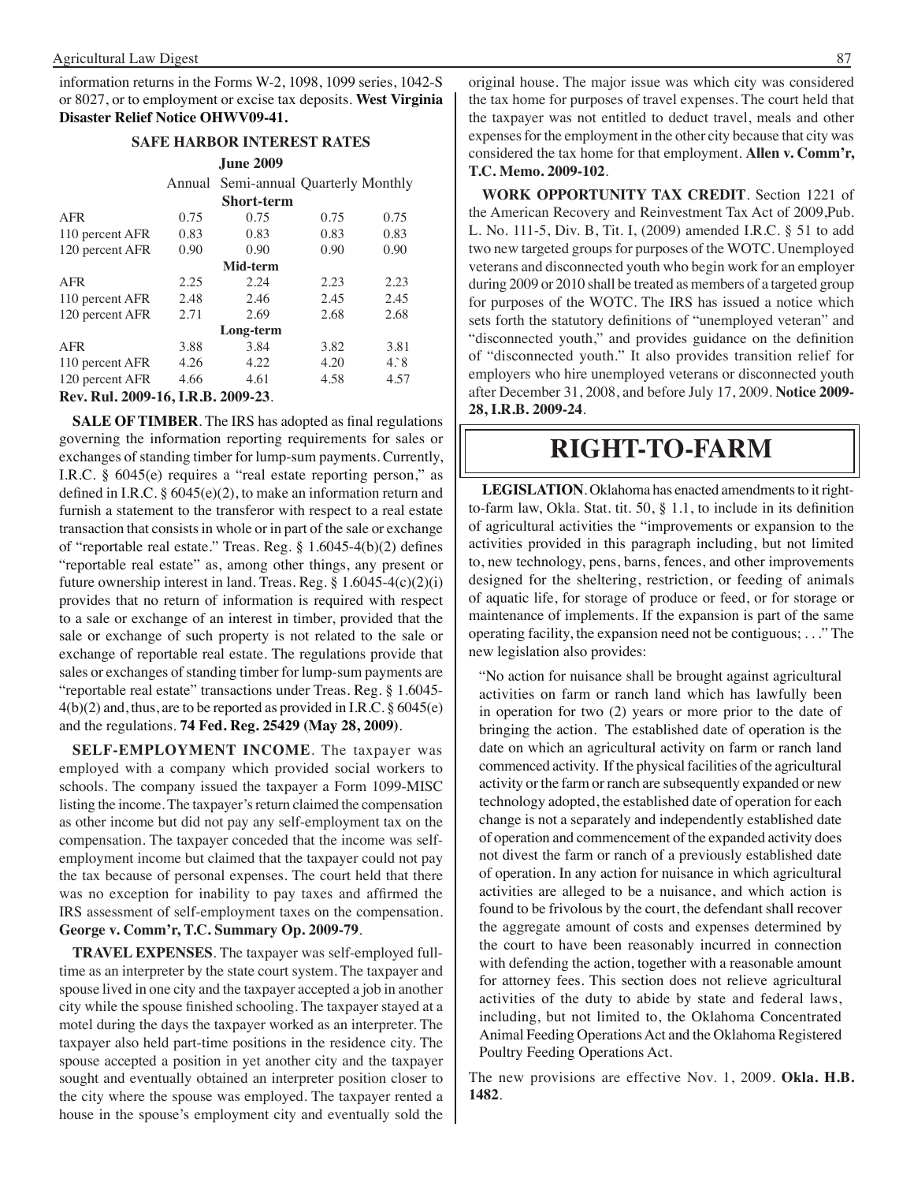information returns in the Forms W-2, 1098, 1099 series, 1042-S or 8027, or to employment or excise tax deposits. **West Virginia Disaster Relief Notice OHWV09-41.**

**SAFE HARBOR INTEREST RATES**

**June 2009**

| | Annual | Semi-annual | Quarterly | Monthly |
|---|---|---|---|---|
| | | **Short-term** | | |
| AFR | 0.75 | 0.75 | 0.75 | 0.75 |
| 110 percent AFR | 0.83 | 0.83 | 0.83 | 0.83 |
| 120 percent AFR | 0.90 | 0.90 | 0.90 | 0.90 |
| | | **Mid-term** | | |
| AFR | 2.25 | 2.24 | 2.23 | 2.23 |
| 110 percent AFR | 2.48 | 2.46 | 2.45 | 2.45 |
| 120 percent AFR | 2.71 | 2.69 | 2.68 | 2.68 |
| | | **Long-term** | | |
| AFR | 3.88 | 3.84 | 3.82 | 3.81 |
| 110 percent AFR | 4.26 | 4.22 | 4.20 | 4.`8 |
| 120 percent AFR | 4.66 | 4.61 | 4.58 | 4.57 |

**Rev. Rul. 2009-16, I.R.B. 2009-23**.

**SALE OF TIMBER**. The IRS has adopted as final regulations governing the information reporting requirements for sales or exchanges of standing timber for lump-sum payments. Currently, I.R.C. § 6045(e) requires a "real estate reporting person," as defined in I.R.C. § 6045(e)(2), to make an information return and furnish a statement to the transferor with respect to a real estate transaction that consists in whole or in part of the sale or exchange of "reportable real estate." Treas. Reg. § 1.6045-4(b)(2) defines "reportable real estate" as, among other things, any present or future ownership interest in land. Treas. Reg. § 1.6045-4(c)(2)(i) provides that no return of information is required with respect to a sale or exchange of an interest in timber, provided that the sale or exchange of such property is not related to the sale or exchange of reportable real estate. The regulations provide that sales or exchanges of standing timber for lump-sum payments are "reportable real estate" transactions under Treas. Reg. § 1.6045-4(b)(2) and, thus, are to be reported as provided in I.R.C. § 6045(e) and the regulations. **74 Fed. Reg. 25429 (May 28, 2009)**.

**SELF-EMPLOYMENT INCOME**. The taxpayer was employed with a company which provided social workers to schools. The company issued the taxpayer a Form 1099-MISC listing the income. The taxpayer's return claimed the compensation as other income but did not pay any self-employment tax on the compensation. The taxpayer conceded that the income was self-employment income but claimed that the taxpayer could not pay the tax because of personal expenses. The court held that there was no exception for inability to pay taxes and affirmed the IRS assessment of self-employment taxes on the compensation. **George v. Comm'r, T.C. Summary Op. 2009-79**.

**TRAVEL EXPENSES**. The taxpayer was self-employed full-time as an interpreter by the state court system. The taxpayer and spouse lived in one city and the taxpayer accepted a job in another city while the spouse finished schooling. The taxpayer stayed at a motel during the days the taxpayer worked as an interpreter. The taxpayer also held part-time positions in the residence city. The spouse accepted a position in yet another city and the taxpayer sought and eventually obtained an interpreter position closer to the city where the spouse was employed. The taxpayer rented a house in the spouse's employment city and eventually sold the original house. The major issue was which city was considered the tax home for purposes of travel expenses. The court held that the taxpayer was not entitled to deduct travel, meals and other expenses for the employment in the other city because that city was considered the tax home for that employment. **Allen v. Comm'r, T.C. Memo. 2009-102**.

**WORK OPPORTUNITY TAX CREDIT**. Section 1221 of the American Recovery and Reinvestment Tax Act of 2009,Pub. L. No. 111-5, Div. B, Tit. I, (2009) amended I.R.C. § 51 to add two new targeted groups for purposes of the WOTC. Unemployed veterans and disconnected youth who begin work for an employer during 2009 or 2010 shall be treated as members of a targeted group for purposes of the WOTC. The IRS has issued a notice which sets forth the statutory definitions of "unemployed veteran" and "disconnected youth," and provides guidance on the definition of "disconnected youth." It also provides transition relief for employers who hire unemployed veterans or disconnected youth after December 31, 2008, and before July 17, 2009. **Notice 2009-28, I.R.B. 2009-24**.

# RIGHT-TO-FARM

**LEGISLATION**. Oklahoma has enacted amendments to it right-to-farm law, Okla. Stat. tit. 50, § 1.1, to include in its definition of agricultural activities the "improvements or expansion to the activities provided in this paragraph including, but not limited to, new technology, pens, barns, fences, and other improvements designed for the sheltering, restriction, or feeding of animals of aquatic life, for storage of produce or feed, or for storage or maintenance of implements. If the expansion is part of the same operating facility, the expansion need not be contiguous; . . ." The new legislation also provides:

> "No action for nuisance shall be brought against agricultural activities on farm or ranch land which has lawfully been in operation for two (2) years or more prior to the date of bringing the action. The established date of operation is the date on which an agricultural activity on farm or ranch land commenced activity. If the physical facilities of the agricultural activity or the farm or ranch are subsequently expanded or new technology adopted, the established date of operation for each change is not a separately and independently established date of operation and commencement of the expanded activity does not divest the farm or ranch of a previously established date of operation. In any action for nuisance in which agricultural activities are alleged to be a nuisance, and which action is found to be frivolous by the court, the defendant shall recover the aggregate amount of costs and expenses determined by the court to have been reasonably incurred in connection with defending the action, together with a reasonable amount for attorney fees. This section does not relieve agricultural activities of the duty to abide by state and federal laws, including, but not limited to, the Oklahoma Concentrated Animal Feeding Operations Act and the Oklahoma Registered Poultry Feeding Operations Act.

The new provisions are effective Nov. 1, 2009. **Okla. H.B. 1482**.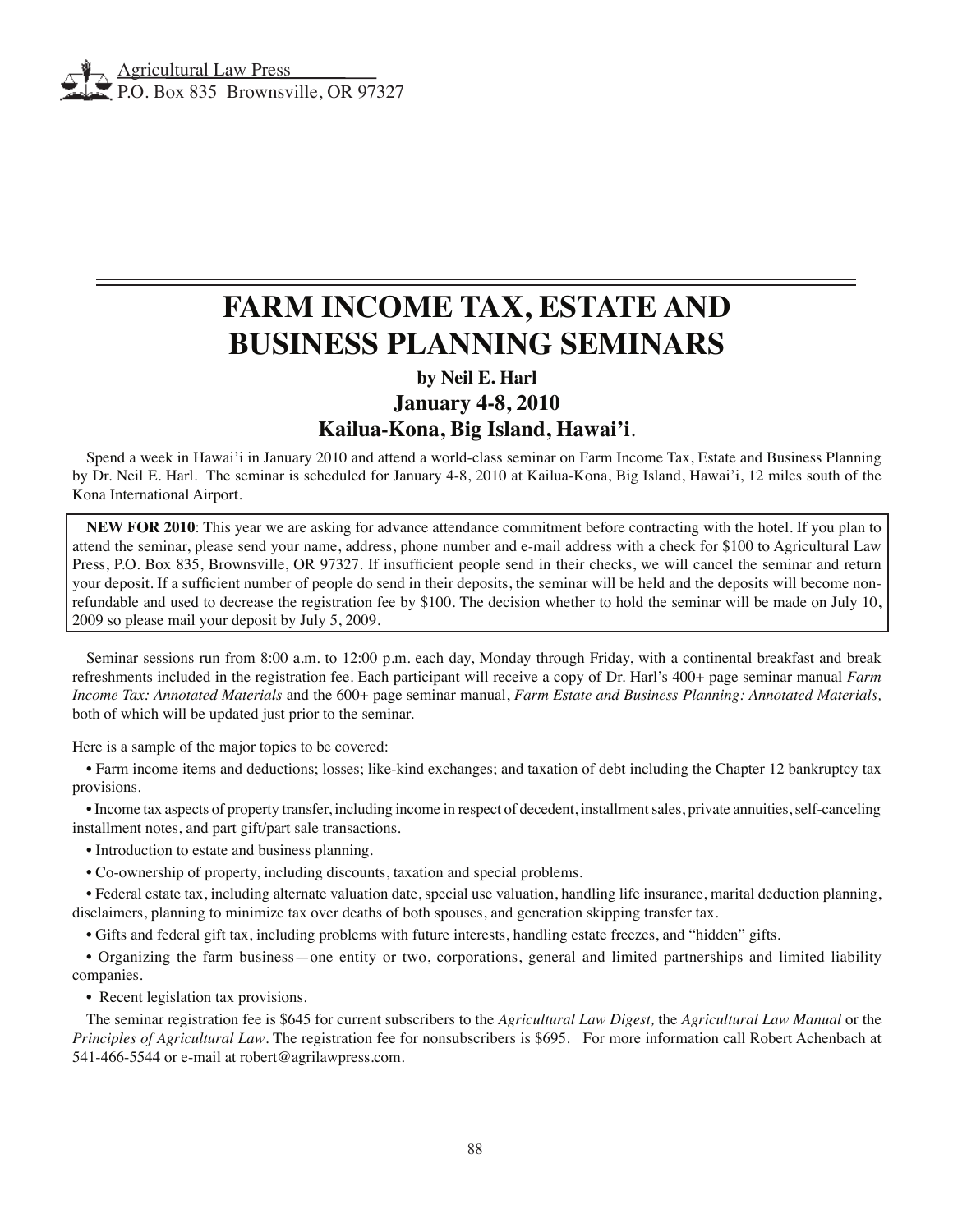Agricultural Law Press
P.O. Box 835 Brownsville, OR 97327

# FARM INCOME TAX, ESTATE AND BUSINESS PLANNING SEMINARS

### by Neil E. Harl

## January 4-8, 2010

## Kailua-Kona, Big Island, Hawai'i.

Spend a week in Hawai'i in January 2010 and attend a world-class seminar on Farm Income Tax, Estate and Business Planning by Dr. Neil E. Harl. The seminar is scheduled for January 4-8, 2010 at Kailua-Kona, Big Island, Hawai'i, 12 miles south of the Kona International Airport.

**NEW FOR 2010**: This year we are asking for advance attendance commitment before contracting with the hotel. If you plan to attend the seminar, please send your name, address, phone number and e-mail address with a check for $100 to Agricultural Law Press, P.O. Box 835, Brownsville, OR 97327. If insufficient people send in their checks, we will cancel the seminar and return your deposit. If a sufficient number of people do send in their deposits, the seminar will be held and the deposits will become non-refundable and used to decrease the registration fee by $100. The decision whether to hold the seminar will be made on July 10, 2009 so please mail your deposit by July 5, 2009.

Seminar sessions run from 8:00 a.m. to 12:00 p.m. each day, Monday through Friday, with a continental breakfast and break refreshments included in the registration fee. Each participant will receive a copy of Dr. Harl's 400+ page seminar manual *Farm Income Tax: Annotated Materials* and the 600+ page seminar manual, *Farm Estate and Business Planning: Annotated Materials,* both of which will be updated just prior to the seminar.

Here is a sample of the major topics to be covered:

- Farm income items and deductions; losses; like-kind exchanges; and taxation of debt including the Chapter 12 bankruptcy tax provisions.
- Income tax aspects of property transfer, including income in respect of decedent, installment sales, private annuities, self-canceling installment notes, and part gift/part sale transactions.
- Introduction to estate and business planning.
- Co-ownership of property, including discounts, taxation and special problems.
- Federal estate tax, including alternate valuation date, special use valuation, handling life insurance, marital deduction planning, disclaimers, planning to minimize tax over deaths of both spouses, and generation skipping transfer tax.
- Gifts and federal gift tax, including problems with future interests, handling estate freezes, and "hidden" gifts.
- Organizing the farm business—one entity or two, corporations, general and limited partnerships and limited liability companies.
- Recent legislation tax provisions.

The seminar registration fee is $645 for current subscribers to the *Agricultural Law Digest,* the *Agricultural Law Manual* or the *Principles of Agricultural Law*. The registration fee for nonsubscribers is $695. For more information call Robert Achenbach at 541-466-5544 or e-mail at robert@agrilawpress.com.